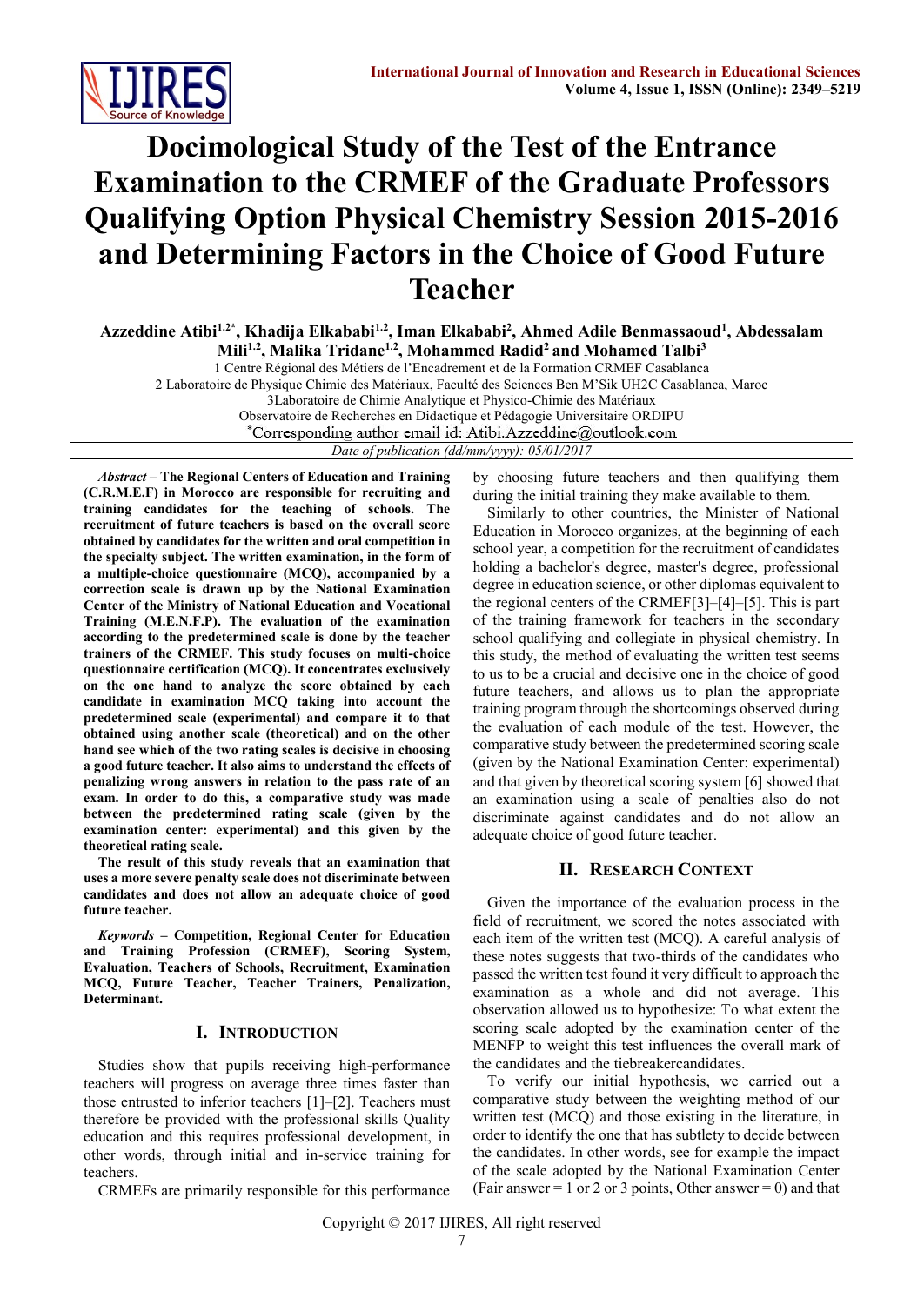# Docimological Study of the Test of the Entrance Examination to the CRMEF of the Graduate Professors Qualifying Option Physical Chemistry Session 2015-2016 and Determining Factors in the Choice of Good Future Teacher

**Azzeddine Atibi[1,2*], Khadija Elkababi[1,2], Iman Elkababi[2], Ahmed Adile Benmassaoud[1], Abdessalam Mili[1,2], Malika Tridane[1,2], Mohammed Radid[2] and Mohamed Talbi[3]**

1 Centre Régional des Métiers de l'Encadrement et de la Formation CRMEF Casablanca
2 Laboratoire de Physique Chimie des Matériaux, Faculté des Sciences Ben M'Sik UH2C Casablanca, Maroc
3Laboratoire de Chimie Analytique et Physico-Chimie des Matériaux
Observatoire de Recherches en Didactique et Pédagogie Universitaire ORDIPU
*Corresponding author email id: Atibi.Azzeddine@outlook.com

*Date of publication (dd/mm/yyyy): 05/01/2017*

***Abstract* – The Regional Centers of Education and Training (C.R.M.E.F) in Morocco are responsible for recruiting and training candidates for the teaching of schools. The recruitment of future teachers is based on the overall score obtained by candidates for the written and oral competition in the specialty subject. The written examination, in the form of a multiple-choice questionnaire (MCQ), accompanied by a correction scale is drawn up by the National Examination Center of the Ministry of National Education and Vocational Training (M.E.N.F.P). The evaluation of the examination according to the predetermined scale is done by the teacher trainers of the CRMEF. This study focuses on multi-choice questionnaire certification (MCQ). It concentrates exclusively on the one hand to analyze the score obtained by each candidate in examination MCQ taking into account the predetermined scale (experimental) and compare it to that obtained using another scale (theoretical) and on the other hand see which of the two rating scales is decisive in choosing a good future teacher. It also aims to understand the effects of penalizing wrong answers in relation to the pass rate of an exam. In order to do this, a comparative study was made between the predetermined rating scale (given by the examination center: experimental) and this given by the theoretical rating scale.**

**The result of this study reveals that an examination that uses a more severe penalty scale does not discriminate between candidates and does not allow an adequate choice of good future teacher.**

***Keywords* – Competition, Regional Center for Education and Training Profession (CRMEF), Scoring System, Evaluation, Teachers of Schools, Recruitment, Examination MCQ, Future Teacher, Teacher Trainers, Penalization, Determinant.**

## I. Introduction

Studies show that pupils receiving high-performance teachers will progress on average three times faster than those entrusted to inferior teachers [1]–[2]. Teachers must therefore be provided with the professional skills Quality education and this requires professional development, in other words, through initial and in-service training for teachers.

CRMEFs are primarily responsible for this performance by choosing future teachers and then qualifying them during the initial training they make available to them.

Similarly to other countries, the Minister of National Education in Morocco organizes, at the beginning of each school year, a competition for the recruitment of candidates holding a bachelor's degree, master's degree, professional degree in education science, or other diplomas equivalent to the regional centers of the CRMEF[3]–[4]–[5]. This is part of the training framework for teachers in the secondary school qualifying and collegiate in physical chemistry. In this study, the method of evaluating the written test seems to us to be a crucial and decisive one in the choice of good future teachers, and allows us to plan the appropriate training program through the shortcomings observed during the evaluation of each module of the test. However, the comparative study between the predetermined scoring scale (given by the National Examination Center: experimental) and that given by theoretical scoring system [6] showed that an examination using a scale of penalties also do not discriminate against candidates and do not allow an adequate choice of good future teacher.

## II. Research Context

Given the importance of the evaluation process in the field of recruitment, we scored the notes associated with each item of the written test (MCQ). A careful analysis of these notes suggests that two-thirds of the candidates who passed the written test found it very difficult to approach the examination as a whole and did not average. This observation allowed us to hypothesize: To what extent the scoring scale adopted by the examination center of the MENFP to weight this test influences the overall mark of the candidates and the tiebreakercandidates.

To verify our initial hypothesis, we carried out a comparative study between the weighting method of our written test (MCQ) and those existing in the literature, in order to identify the one that has subtlety to decide between the candidates. In other words, see for example the impact of the scale adopted by the National Examination Center (Fair answer = 1 or 2 or 3 points, Other answer = 0) and that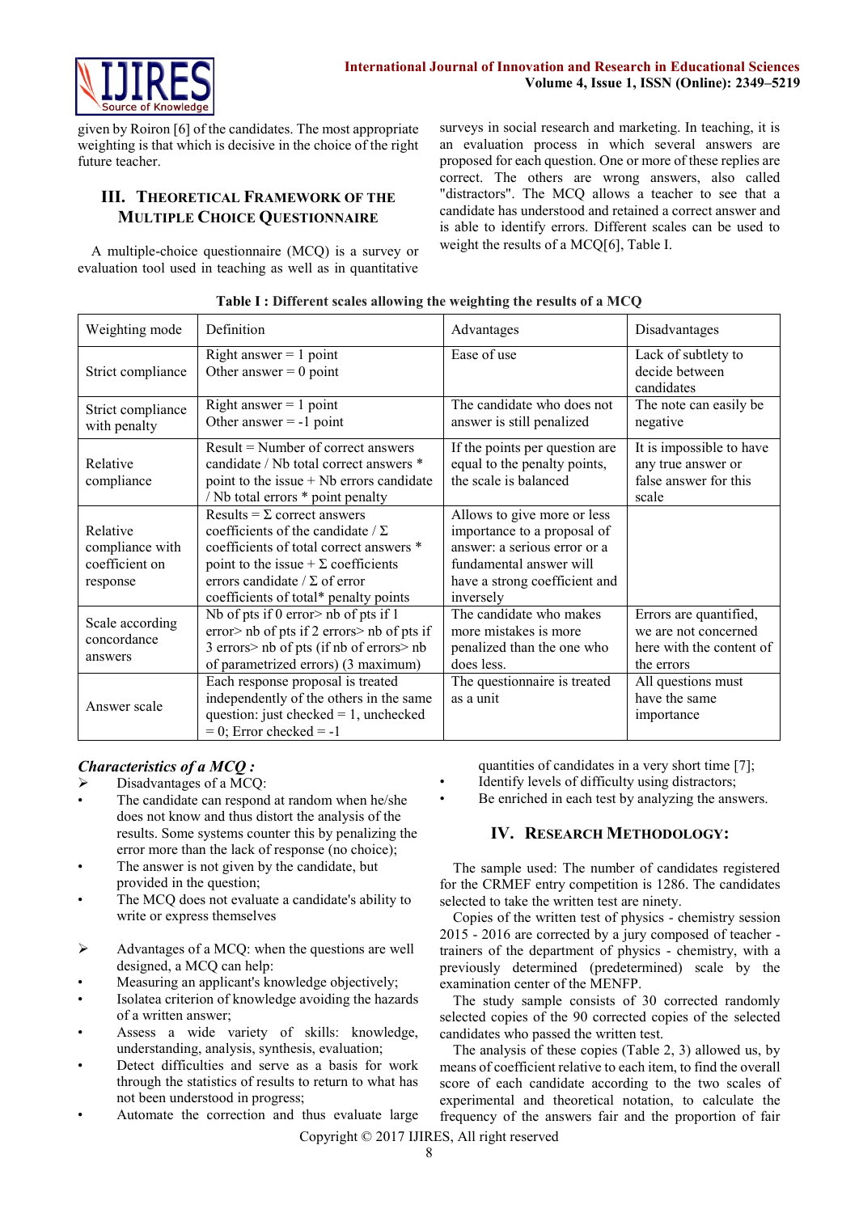given by Roiron [6] of the candidates. The most appropriate weighting is that which is decisive in the choice of the right future teacher.

## III. Theoretical Framework of the Multiple Choice Questionnaire

A multiple-choice questionnaire (MCQ) is a survey or evaluation tool used in teaching as well as in quantitative surveys in social research and marketing. In teaching, it is an evaluation process in which several answers are proposed for each question. One or more of these replies are correct. The others are wrong answers, also called "distractors". The MCQ allows a teacher to see that a candidate has understood and retained a correct answer and is able to identify errors. Different scales can be used to weight the results of a MCQ[6], Table I.

**Table I : Different scales allowing the weighting the results of a MCQ**

| Weighting mode | Definition | Advantages | Disadvantages |
|---|---|---|---|
| Strict compliance | Right answer = 1 point<br>Other answer = 0 point | Ease of use | Lack of subtlety to decide between candidates |
| Strict compliance with penalty | Right answer = 1 point<br>Other answer = -1 point | The candidate who does not answer is still penalized | The note can easily be negative |
| Relative compliance | Result = Number of correct answers candidate / Nb total correct answers * point to the issue + Nb errors candidate / Nb total errors * point penalty | If the points per question are equal to the penalty points, the scale is balanced | It is impossible to have any true answer or false answer for this scale |
| Relative compliance with coefficient on response | Results = Σ correct answers coefficients of the candidate / Σ coefficients of total correct answers * point to the issue + Σ coefficients errors candidate / Σ of error coefficients of total* penalty points | Allows to give more or less importance to a proposal of answer: a serious error or a fundamental answer will have a strong coefficient and inversely | |
| Scale according concordance answers | Nb of pts if 0 error> nb of pts if 1 error> nb of pts if 2 errors> nb of pts if 3 errors> nb of pts (if nb of errors> nb of parametrized errors) (3 maximum) | The candidate who makes more mistakes is more penalized than the one who does less. | Errors are quantified, we are not concerned here with the content of the errors |
| Answer scale | Each response proposal is treated independently of the others in the same question: just checked = 1, unchecked = 0; Error checked = -1 | The questionnaire is treated as a unit | All questions must have the same importance |

***Characteristics of a MCQ :***

- Disadvantages of a MCQ:
  - The candidate can respond at random when he/she does not know and thus distort the analysis of the results. Some systems counter this by penalizing the error more than the lack of response (no choice);
  - The answer is not given by the candidate, but provided in the question;
  - The MCQ does not evaluate a candidate's ability to write or express themselves

- Advantages of a MCQ: when the questions are well designed, a MCQ can help:
  - Measuring an applicant's knowledge objectively;
  - Isolatea criterion of knowledge avoiding the hazards of a written answer;
  - Assess a wide variety of skills: knowledge, understanding, analysis, synthesis, evaluation;
  - Detect difficulties and serve as a basis for work through the statistics of results to return to what has not been understood in progress;
  - Automate the correction and thus evaluate large quantities of candidates in a very short time [7];
  - Identify levels of difficulty using distractors;
  - Be enriched in each test by analyzing the answers.

## IV. Research Methodology:

The sample used: The number of candidates registered for the CRMEF entry competition is 1286. The candidates selected to take the written test are ninety.

Copies of the written test of physics - chemistry session 2015 - 2016 are corrected by a jury composed of teacher - trainers of the department of physics - chemistry, with a previously determined (predetermined) scale by the examination center of the MENFP.

The study sample consists of 30 corrected randomly selected copies of the 90 corrected copies of the selected candidates who passed the written test.

The analysis of these copies (Table 2, 3) allowed us, by means of coefficient relative to each item, to find the overall score of each candidate according to the two scales of experimental and theoretical notation, to calculate the frequency of the answers fair and the proportion of fair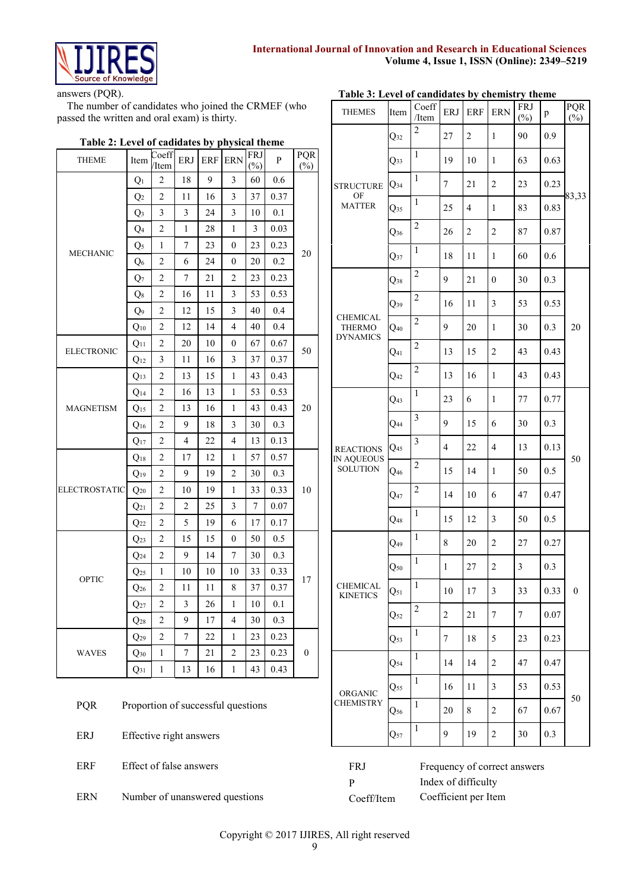answers (PQR).

The number of candidates who joined the CRMEF (who passed the written and oral exam) is thirty.

**Table 2: Level of cadidates by physical theme**

| THEME | Item | Coeff /Item | ERJ | ERF | ERN | FRJ (%) | P | PQR (%) |
|---|---|---|---|---|---|---|---|---|
| MECHANIC | $Q_1$ | 2 | 18 | 9 | 3 | 60 | 0.6 | 20 |
| | $Q_2$ | 2 | 11 | 16 | 3 | 37 | 0.37 | |
| | $Q_3$ | 3 | 3 | 24 | 3 | 10 | 0.1 | |
| | $Q_4$ | 2 | 1 | 28 | 1 | 3 | 0.03 | |
| | $Q_5$ | 1 | 7 | 23 | 0 | 23 | 0.23 | |
| | $Q_6$ | 2 | 6 | 24 | 0 | 20 | 0.2 | |
| | $Q_7$ | 2 | 7 | 21 | 2 | 23 | 0.23 | |
| | $Q_8$ | 2 | 16 | 11 | 3 | 53 | 0.53 | |
| | $Q_9$ | 2 | 12 | 15 | 3 | 40 | 0.4 | |
| | $Q_{10}$ | 2 | 12 | 14 | 4 | 40 | 0.4 | |
| ELECTRONIC | $Q_{11}$ | 2 | 20 | 10 | 0 | 67 | 0.67 | 50 |
| | $Q_{12}$ | 3 | 11 | 16 | 3 | 37 | 0.37 | |
| MAGNETISM | $Q_{13}$ | 2 | 13 | 15 | 1 | 43 | 0.43 | 20 |
| | $Q_{14}$ | 2 | 16 | 13 | 1 | 53 | 0.53 | |
| | $Q_{15}$ | 2 | 13 | 16 | 1 | 43 | 0.43 | |
| | $Q_{16}$ | 2 | 9 | 18 | 3 | 30 | 0.3 | |
| | $Q_{17}$ | 2 | 4 | 22 | 4 | 13 | 0.13 | |
| ELECTROSTATIC | $Q_{18}$ | 2 | 17 | 12 | 1 | 57 | 0.57 | 10 |
| | $Q_{19}$ | 2 | 9 | 19 | 2 | 30 | 0.3 | |
| | $Q_{20}$ | 2 | 10 | 19 | 1 | 33 | 0.33 | |
| | $Q_{21}$ | 2 | 2 | 25 | 3 | 7 | 0.07 | |
| | $Q_{22}$ | 2 | 5 | 19 | 6 | 17 | 0.17 | |
| OPTIC | $Q_{23}$ | 2 | 15 | 15 | 0 | 50 | 0.5 | 17 |
| | $Q_{24}$ | 2 | 9 | 14 | 7 | 30 | 0.3 | |
| | $Q_{25}$ | 1 | 10 | 10 | 10 | 33 | 0.33 | |
| | $Q_{26}$ | 2 | 11 | 11 | 8 | 37 | 0.37 | |
| | $Q_{27}$ | 2 | 3 | 26 | 1 | 10 | 0.1 | |
| | $Q_{28}$ | 2 | 9 | 17 | 4 | 30 | 0.3 | |
| WAVES | $Q_{29}$ | 2 | 7 | 22 | 1 | 23 | 0.23 | 0 |
| | $Q_{30}$ | 1 | 7 | 21 | 2 | 23 | 0.23 | |
| | $Q_{31}$ | 1 | 13 | 16 | 1 | 43 | 0.43 | |

PQR Proportion of successful questions

ERJ Effective right answers

ERF Effect of false answers

ERN Number of unanswered questions

**Table 3: Level of candidates by chemistry theme**

| THEMES | Item | Coeff /Item | ERJ | ERF | ERN | FRJ (%) | p | PQR (%) |
|---|---|---|---|---|---|---|---|---|
| STRUCTURE OF MATTER | $Q_{32}$ | 2 | 27 | 2 | 1 | 90 | 0.9 | 83,33 |
| | $Q_{33}$ | 1 | 19 | 10 | 1 | 63 | 0.63 | |
| | $Q_{34}$ | 1 | 7 | 21 | 2 | 23 | 0.23 | |
| | $Q_{35}$ | 1 | 25 | 4 | 1 | 83 | 0.83 | |
| | $Q_{36}$ | 2 | 26 | 2 | 2 | 87 | 0.87 | |
| | $Q_{37}$ | 1 | 18 | 11 | 1 | 60 | 0.6 | |
| CHEMICAL THERMO DYNAMICS | $Q_{38}$ | 2 | 9 | 21 | 0 | 30 | 0.3 | 20 |
| | $Q_{39}$ | 2 | 16 | 11 | 3 | 53 | 0.53 | |
| | $Q_{40}$ | 2 | 9 | 20 | 1 | 30 | 0.3 | |
| | $Q_{41}$ | 2 | 13 | 15 | 2 | 43 | 0.43 | |
| | $Q_{42}$ | 2 | 13 | 16 | 1 | 43 | 0.43 | |
| REACTIONS IN AQUEOUS SOLUTION | $Q_{43}$ | 1 | 23 | 6 | 1 | 77 | 0.77 | 50 |
| | $Q_{44}$ | 3 | 9 | 15 | 6 | 30 | 0.3 | |
| | $Q_{45}$ | 3 | 4 | 22 | 4 | 13 | 0.13 | |
| | $Q_{46}$ | 2 | 15 | 14 | 1 | 50 | 0.5 | |
| | $Q_{47}$ | 2 | 14 | 10 | 6 | 47 | 0.47 | |
| | $Q_{48}$ | 1 | 15 | 12 | 3 | 50 | 0.5 | |
| CHEMICAL KINETICS | $Q_{49}$ | 1 | 8 | 20 | 2 | 27 | 0.27 | 0 |
| | $Q_{50}$ | 1 | 1 | 27 | 2 | 3 | 0.3 | |
| | $Q_{51}$ | 1 | 10 | 17 | 3 | 33 | 0.33 | |
| | $Q_{52}$ | 2 | 2 | 21 | 7 | 7 | 0.07 | |
| | $Q_{53}$ | 1 | 7 | 18 | 5 | 23 | 0.23 | |
| ORGANIC CHEMISTRY | $Q_{54}$ | 1 | 14 | 14 | 2 | 47 | 0.47 | 50 |
| | $Q_{55}$ | 1 | 16 | 11 | 3 | 53 | 0.53 | |
| | $Q_{56}$ | 1 | 20 | 8 | 2 | 67 | 0.67 | |
| | $Q_{57}$ | 1 | 9 | 19 | 2 | 30 | 0.3 | |

FRJ Frequency of correct answers

P Index of difficulty

Coeff/Item Coefficient per Item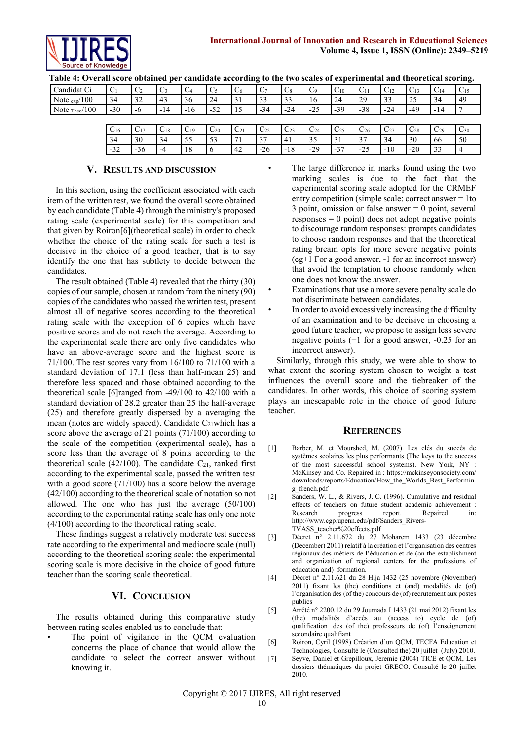**Table 4: Overall score obtained per candidate according to the two scales of experimental and theoretical scoring.**

| Candidat Ci | $C_1$ | $C_2$ | $C_3$ | $C_4$ | $C_5$ | $C_6$ | $C_7$ | $C_8$ | $C_9$ | $C_{10}$ | $C_{11}$ | $C_{12}$ | $C_{13}$ | $C_{14}$ | $C_{15}$ |
|---|---|---|---|---|---|---|---|---|---|---|---|---|---|---|---|
| Note $_{exp}$/100 | 34 | 32 | 43 | 36 | 24 | 31 | 33 | 33 | 16 | 24 | 29 | 33 | 25 | 34 | 49 |
| Note $_{Theo}$/100 | -30 | -6 | -14 | -16 | -52 | 15 | -34 | -24 | -25 | -39 | -38 | -24 | -49 | -14 | 7 |

| $C_{16}$ | $C_{17}$ | $C_{18}$ | $C_{19}$ | $C_{20}$ | $C_{21}$ | $C_{22}$ | $C_{23}$ | $C_{24}$ | $C_{25}$ | $C_{26}$ | $C_{27}$ | $C_{28}$ | $C_{29}$ | $C_{30}$ |
|---|---|---|---|---|---|---|---|---|---|---|---|---|---|---|
| 34 | 30 | 34 | 55 | 53 | 71 | 37 | 41 | 35 | 31 | 37 | 34 | 30 | 66 | 50 |
| -32 | -36 | -4 | 18 | 6 | 42 | -26 | -18 | -29 | -37 | -25 | -10 | -20 | 33 | 4 |

## V. Results and Discussion

In this section, using the coefficient associated with each item of the written test, we found the overall score obtained by each candidate (Table 4) through the ministry's proposed rating scale (experimental scale) for this competition and that given by Roiron[6](theoretical scale) in order to check whether the choice of the rating scale for such a test is decisive in the choice of a good teacher, that is to say identify the one that has subtlety to decide between the candidates.

The result obtained (Table 4) revealed that the thirty (30) copies of our sample, chosen at random from the ninety (90) copies of the candidates who passed the written test, present almost all of negative scores according to the theoretical rating scale with the exception of 6 copies which have positive scores and do not reach the average. According to the experimental scale there are only five candidates who have an above-average score and the highest score is 71/100. The test scores vary from 16/100 to 71/100 with a standard deviation of 17.1 (less than half-mean 25) and therefore less spaced and those obtained according to the theoretical scale [6]ranged from -49/100 to 42/100 with a standard deviation of 28.2 greater than 25 the half-average (25) and therefore greatly dispersed by a averaging the mean (notes are widely spaced). Candidate $C_{21}$which has a score above the average of 21 points (71/100) according to the scale of the competition (experimental scale), has a score less than the average of 8 points according to the theoretical scale (42/100). The candidate $C_{21}$, ranked first according to the experimental scale, passed the written test with a good score (71/100) has a score below the average (42/100) according to the theoretical scale of notation so not allowed. The one who has just the average (50/100) according to the experimental rating scale has only one note (4/100) according to the theoretical rating scale.

These findings suggest a relatively moderate test success rate according to the experimental and mediocre scale (null) according to the theoretical scoring scale: the experimental scoring scale is more decisive in the choice of good future teacher than the scoring scale theoretical.

## VI. Conclusion

The results obtained during this comparative study between rating scales enabled us to conclude that:

- The point of vigilance in the QCM evaluation concerns the place of chance that would allow the candidate to select the correct answer without knowing it.
- The large difference in marks found using the two marking scales is due to the fact that the experimental scoring scale adopted for the CRMEF entry competition (simple scale: correct answer = 1to 3 point, omission or false answer = 0 point, several responses = 0 point) does not adopt negative points to discourage random responses: prompts candidates to choose random responses and that the theoretical rating bream opts for more severe negative points (eg+1 For a good answer, -1 for an incorrect answer) that avoid the temptation to choose randomly when one does not know the answer.
- Examinations that use a more severe penalty scale do not discriminate between candidates.
- In order to avoid excessively increasing the difficulty of an examination and to be decisive in choosing a good future teacher, we propose to assign less severe negative points (+1 for a good answer, -0.25 for an incorrect answer).

Similarly, through this study, we were able to show to what extent the scoring system chosen to weight a test influences the overall score and the tiebreaker of the candidates. In other words, this choice of scoring system plays an inescapable role in the choice of good future teacher.

## References

[1] Barber, M. et Mourshed, M. (2007). Les clés du succès de systèmes scolaires les plus performants (The keys to the success of the most successful school systems). New York, NY : McKinsey and Co. Repaired in : https://mckinseyonsociety.com/downloads/reports/Education/How_the_Worlds_Best_Performing_french.pdf

[2] Sanders, W. L., & Rivers, J. C. (1996). Cumulative and residual effects of teachers on future student academic achievement : Research progress report. Repaired in: http://www.cgp.upenn.edu/pdf/Sanders_Rivers-TVASS_teacher%20effects.pdf

[3] Décret n° 2.11.672 du 27 Moharem 1433 (23 décembre (December) 2011) relatif à la création et l'organisation des centres régionaux des métiers de l'éducation et de (on the establishment and organization of regional centers for the professions of education and) formation.

[4] Décret n° 2.11.621 du 28 Hija 1432 (25 novembre (November) 2011) fixant les (the) conditions et (and) modalités de (of) l'organisation des (of the) concours de (of) recrutement aux postes publics

[5] Arrêté n° 2200.12 du 29 Joumada I 1433 (21 mai 2012) fixant les (the) modalités d'accès au (access to) cycle de (of) qualification des (of the) professeurs de (of) l'enseignement secondaire qualifiant

[6] Roiron, Cyril (1998) Création d'un QCM, TECFA Education et Technologies, Consulté le (Consulted the) 20 juillet (July) 2010.

[7] Seyve, Daniel et Grepilloux, Jeremie (2004) TICE et QCM, Les dossiers thématiques du projet GRECO. Consulté le 20 juillet 2010.

Copyright © 2017 IJIRES, All right reserved